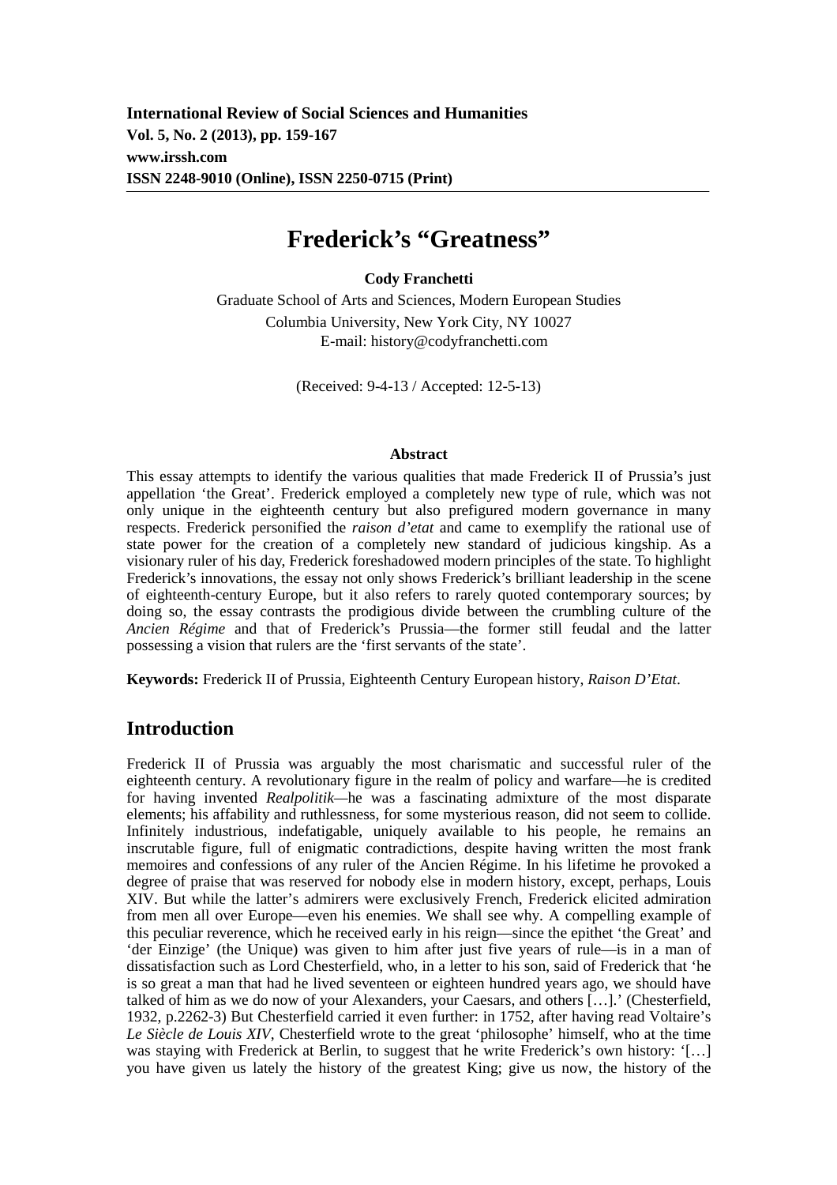**International Review of Social Sciences and Humanities**
**Vol. 5, No. 2 (2013), pp. 159-167**
**www.irssh.com**
**ISSN 2248-9010 (Online), ISSN 2250-0715 (Print)**

# Frederick's "Greatness"

**Cody Franchetti**

Graduate School of Arts and Sciences, Modern European Studies
Columbia University, New York City, NY 10027
E-mail: history@codyfranchetti.com

(Received: 9-4-13 / Accepted: 12-5-13)

### Abstract

This essay attempts to identify the various qualities that made Frederick II of Prussia's just appellation 'the Great'. Frederick employed a completely new type of rule, which was not only unique in the eighteenth century but also prefigured modern governance in many respects. Frederick personified the *raison d'etat* and came to exemplify the rational use of state power for the creation of a completely new standard of judicious kingship. As a visionary ruler of his day, Frederick foreshadowed modern principles of the state. To highlight Frederick's innovations, the essay not only shows Frederick's brilliant leadership in the scene of eighteenth-century Europe, but it also refers to rarely quoted contemporary sources; by doing so, the essay contrasts the prodigious divide between the crumbling culture of the *Ancien Régime* and that of Frederick's Prussia—the former still feudal and the latter possessing a vision that rulers are the 'first servants of the state'.

**Keywords:** Frederick II of Prussia, Eighteenth Century European history, *Raison D'Etat*.

## Introduction

Frederick II of Prussia was arguably the most charismatic and successful ruler of the eighteenth century. A revolutionary figure in the realm of policy and warfare—he is credited for having invented *Realpolitik*—he was a fascinating admixture of the most disparate elements; his affability and ruthlessness, for some mysterious reason, did not seem to collide. Infinitely industrious, indefatigable, uniquely available to his people, he remains an inscrutable figure, full of enigmatic contradictions, despite having written the most frank memoires and confessions of any ruler of the Ancien Régime. In his lifetime he provoked a degree of praise that was reserved for nobody else in modern history, except, perhaps, Louis XIV. But while the latter's admirers were exclusively French, Frederick elicited admiration from men all over Europe—even his enemies. We shall see why. A compelling example of this peculiar reverence, which he received early in his reign—since the epithet 'the Great' and 'der Einzige' (the Unique) was given to him after just five years of rule—is in a man of dissatisfaction such as Lord Chesterfield, who, in a letter to his son, said of Frederick that 'he is so great a man that had he lived seventeen or eighteen hundred years ago, we should have talked of him as we do now of your Alexanders, your Caesars, and others […].' (Chesterfield, 1932, p.2262-3) But Chesterfield carried it even further: in 1752, after having read Voltaire's *Le Siècle de Louis XIV*, Chesterfield wrote to the great 'philosophe' himself, who at the time was staying with Frederick at Berlin, to suggest that he write Frederick's own history: '[…] you have given us lately the history of the greatest King; give us now, the history of the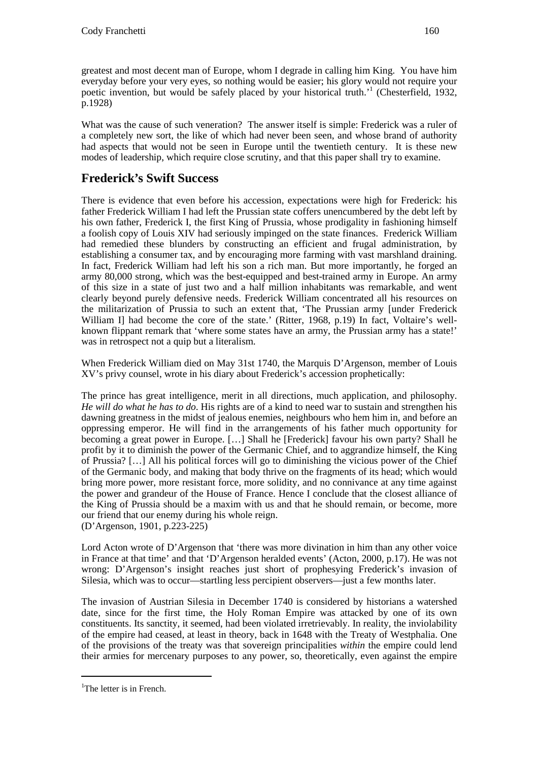greatest and most decent man of Europe, whom I degrade in calling him King. You have him everyday before your very eyes, so nothing would be easier; his glory would not require your poetic invention, but would be safely placed by your historical truth.'[1] (Chesterfield, 1932, p.1928)

What was the cause of such veneration? The answer itself is simple: Frederick was a ruler of a completely new sort, the like of which had never been seen, and whose brand of authority had aspects that would not be seen in Europe until the twentieth century. It is these new modes of leadership, which require close scrutiny, and that this paper shall try to examine.

## Frederick's Swift Success

There is evidence that even before his accession, expectations were high for Frederick: his father Frederick William I had left the Prussian state coffers unencumbered by the debt left by his own father, Frederick I, the first King of Prussia, whose prodigality in fashioning himself a foolish copy of Louis XIV had seriously impinged on the state finances. Frederick William had remedied these blunders by constructing an efficient and frugal administration, by establishing a consumer tax, and by encouraging more farming with vast marshland draining. In fact, Frederick William had left his son a rich man. But more importantly, he forged an army 80,000 strong, which was the best-equipped and best-trained army in Europe. An army of this size in a state of just two and a half million inhabitants was remarkable, and went clearly beyond purely defensive needs. Frederick William concentrated all his resources on the militarization of Prussia to such an extent that, 'The Prussian army [under Frederick William I] had become the core of the state.' (Ritter, 1968, p.19) In fact, Voltaire's well-known flippant remark that 'where some states have an army, the Prussian army has a state!' was in retrospect not a quip but a literalism.

When Frederick William died on May 31st 1740, the Marquis D'Argenson, member of Louis XV's privy counsel, wrote in his diary about Frederick's accession prophetically:

The prince has great intelligence, merit in all directions, much application, and philosophy. *He will do what he has to do*. His rights are of a kind to need war to sustain and strengthen his dawning greatness in the midst of jealous enemies, neighbours who hem him in, and before an oppressing emperor. He will find in the arrangements of his father much opportunity for becoming a great power in Europe. […] Shall he [Frederick] favour his own party? Shall he profit by it to diminish the power of the Germanic Chief, and to aggrandize himself, the King of Prussia? […] All his political forces will go to diminishing the vicious power of the Chief of the Germanic body, and making that body thrive on the fragments of its head; which would bring more power, more resistant force, more solidity, and no connivance at any time against the power and grandeur of the House of France. Hence I conclude that the closest alliance of the King of Prussia should be a maxim with us and that he should remain, or become, more our friend that our enemy during his whole reign.
(D'Argenson, 1901, p.223-225)

Lord Acton wrote of D'Argenson that 'there was more divination in him than any other voice in France at that time' and that 'D'Argenson heralded events' (Acton, 2000, p.17). He was not wrong: D'Argenson's insight reaches just short of prophesying Frederick's invasion of Silesia, which was to occur—startling less percipient observers—just a few months later.

The invasion of Austrian Silesia in December 1740 is considered by historians a watershed date, since for the first time, the Holy Roman Empire was attacked by one of its own constituents. Its sanctity, it seemed, had been violated irretrievably. In reality, the inviolability of the empire had ceased, at least in theory, back in 1648 with the Treaty of Westphalia. One of the provisions of the treaty was that sovereign principalities *within* the empire could lend their armies for mercenary purposes to any power, so, theoretically, even against the empire

[1] The letter is in French.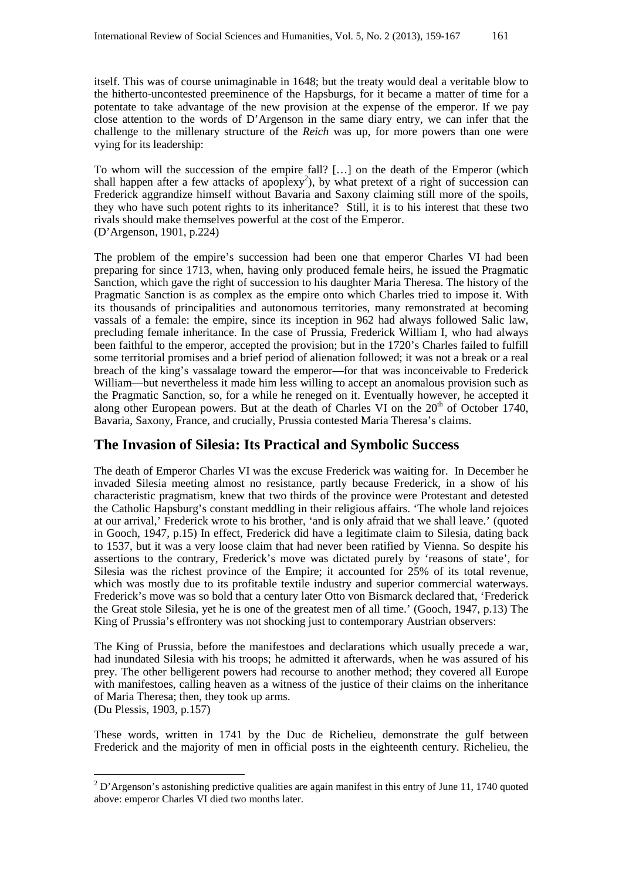itself. This was of course unimaginable in 1648; but the treaty would deal a veritable blow to the hitherto-uncontested preeminence of the Hapsburgs, for it became a matter of time for a potentate to take advantage of the new provision at the expense of the emperor. If we pay close attention to the words of D'Argenson in the same diary entry, we can infer that the challenge to the millenary structure of the *Reich* was up, for more powers than one were vying for its leadership:

To whom will the succession of the empire fall? […] on the death of the Emperor (which shall happen after a few attacks of apoplexy[2]), by what pretext of a right of succession can Frederick aggrandize himself without Bavaria and Saxony claiming still more of the spoils, they who have such potent rights to its inheritance? Still, it is to his interest that these two rivals should make themselves powerful at the cost of the Emperor.
(D'Argenson, 1901, p.224)

The problem of the empire's succession had been one that emperor Charles VI had been preparing for since 1713, when, having only produced female heirs, he issued the Pragmatic Sanction, which gave the right of succession to his daughter Maria Theresa. The history of the Pragmatic Sanction is as complex as the empire onto which Charles tried to impose it. With its thousands of principalities and autonomous territories, many remonstrated at becoming vassals of a female: the empire, since its inception in 962 had always followed Salic law, precluding female inheritance. In the case of Prussia, Frederick William I, who had always been faithful to the emperor, accepted the provision; but in the 1720's Charles failed to fulfill some territorial promises and a brief period of alienation followed; it was not a break or a real breach of the king's vassalage toward the emperor—for that was inconceivable to Frederick William—but nevertheless it made him less willing to accept an anomalous provision such as the Pragmatic Sanction, so, for a while he reneged on it. Eventually however, he accepted it along other European powers. But at the death of Charles VI on the 20th of October 1740, Bavaria, Saxony, France, and crucially, Prussia contested Maria Theresa's claims.

## The Invasion of Silesia: Its Practical and Symbolic Success

The death of Emperor Charles VI was the excuse Frederick was waiting for. In December he invaded Silesia meeting almost no resistance, partly because Frederick, in a show of his characteristic pragmatism, knew that two thirds of the province were Protestant and detested the Catholic Hapsburg's constant meddling in their religious affairs. 'The whole land rejoices at our arrival,' Frederick wrote to his brother, 'and is only afraid that we shall leave.' (quoted in Gooch, 1947, p.15) In effect, Frederick did have a legitimate claim to Silesia, dating back to 1537, but it was a very loose claim that had never been ratified by Vienna. So despite his assertions to the contrary, Frederick's move was dictated purely by 'reasons of state', for Silesia was the richest province of the Empire; it accounted for 25% of its total revenue, which was mostly due to its profitable textile industry and superior commercial waterways. Frederick's move was so bold that a century later Otto von Bismarck declared that, 'Frederick the Great stole Silesia, yet he is one of the greatest men of all time.' (Gooch, 1947, p.13) The King of Prussia's effrontery was not shocking just to contemporary Austrian observers:

The King of Prussia, before the manifestoes and declarations which usually precede a war, had inundated Silesia with his troops; he admitted it afterwards, when he was assured of his prey. The other belligerent powers had recourse to another method; they covered all Europe with manifestoes, calling heaven as a witness of the justice of their claims on the inheritance of Maria Theresa; then, they took up arms.
(Du Plessis, 1903, p.157)

These words, written in 1741 by the Duc de Richelieu, demonstrate the gulf between Frederick and the majority of men in official posts in the eighteenth century. Richelieu, the

[2] D'Argenson's astonishing predictive qualities are again manifest in this entry of June 11, 1740 quoted above: emperor Charles VI died two months later.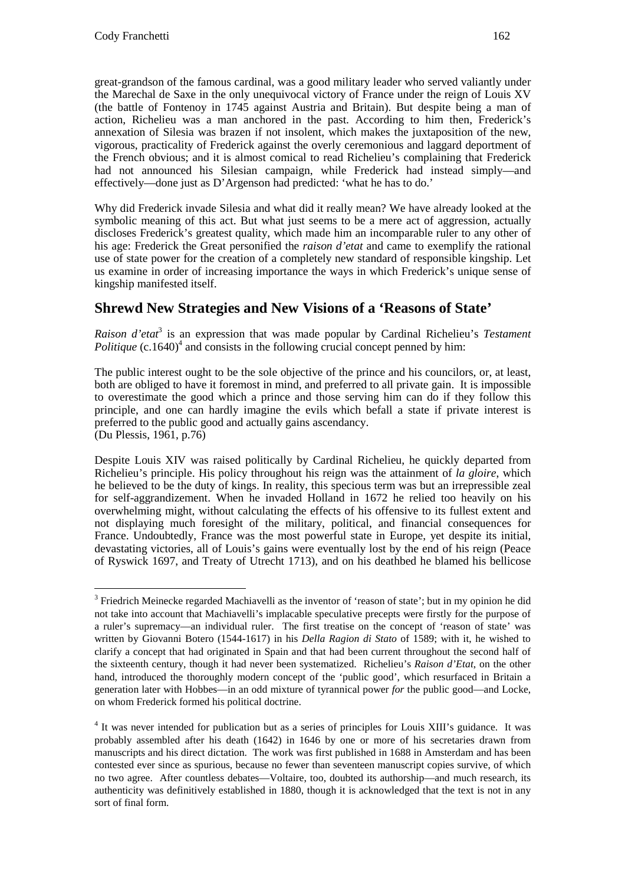great-grandson of the famous cardinal, was a good military leader who served valiantly under the Marechal de Saxe in the only unequivocal victory of France under the reign of Louis XV (the battle of Fontenoy in 1745 against Austria and Britain). But despite being a man of action, Richelieu was a man anchored in the past. According to him then, Frederick's annexation of Silesia was brazen if not insolent, which makes the juxtaposition of the new, vigorous, practicality of Frederick against the overly ceremonious and laggard deportment of the French obvious; and it is almost comical to read Richelieu's complaining that Frederick had not announced his Silesian campaign, while Frederick had instead simply—and effectively—done just as D'Argenson had predicted: 'what he has to do.'

Why did Frederick invade Silesia and what did it really mean? We have already looked at the symbolic meaning of this act. But what just seems to be a mere act of aggression, actually discloses Frederick's greatest quality, which made him an incomparable ruler to any other of his age: Frederick the Great personified the *raison d'etat* and came to exemplify the rational use of state power for the creation of a completely new standard of responsible kingship. Let us examine in order of increasing importance the ways in which Frederick's unique sense of kingship manifested itself.

## Shrewd New Strategies and New Visions of a 'Reasons of State'

*Raison d'etat*[3] is an expression that was made popular by Cardinal Richelieu's *Testament Politique* (c.1640)[4] and consists in the following crucial concept penned by him:

The public interest ought to be the sole objective of the prince and his councilors, or, at least, both are obliged to have it foremost in mind, and preferred to all private gain. It is impossible to overestimate the good which a prince and those serving him can do if they follow this principle, and one can hardly imagine the evils which befall a state if private interest is preferred to the public good and actually gains ascendancy.
(Du Plessis, 1961, p.76)

Despite Louis XIV was raised politically by Cardinal Richelieu, he quickly departed from Richelieu's principle. His policy throughout his reign was the attainment of *la gloire*, which he believed to be the duty of kings. In reality, this specious term was but an irrepressible zeal for self-aggrandizement. When he invaded Holland in 1672 he relied too heavily on his overwhelming might, without calculating the effects of his offensive to its fullest extent and not displaying much foresight of the military, political, and financial consequences for France. Undoubtedly, France was the most powerful state in Europe, yet despite its initial, devastating victories, all of Louis's gains were eventually lost by the end of his reign (Peace of Ryswick 1697, and Treaty of Utrecht 1713), and on his deathbed he blamed his bellicose

---

[3] Friedrich Meinecke regarded Machiavelli as the inventor of 'reason of state'; but in my opinion he did not take into account that Machiavelli's implacable speculative precepts were firstly for the purpose of a ruler's supremacy—an individual ruler. The first treatise on the concept of 'reason of state' was written by Giovanni Botero (1544-1617) in his *Della Ragion di Stato* of 1589; with it, he wished to clarify a concept that had originated in Spain and that had been current throughout the second half of the sixteenth century, though it had never been systematized. Richelieu's *Raison d'Etat*, on the other hand, introduced the thoroughly modern concept of the 'public good', which resurfaced in Britain a generation later with Hobbes—in an odd mixture of tyrannical power *for* the public good—and Locke, on whom Frederick formed his political doctrine.

[4] It was never intended for publication but as a series of principles for Louis XIII's guidance. It was probably assembled after his death (1642) in 1646 by one or more of his secretaries drawn from manuscripts and his direct dictation. The work was first published in 1688 in Amsterdam and has been contested ever since as spurious, because no fewer than seventeen manuscript copies survive, of which no two agree. After countless debates—Voltaire, too, doubted its authorship—and much research, its authenticity was definitively established in 1880, though it is acknowledged that the text is not in any sort of final form.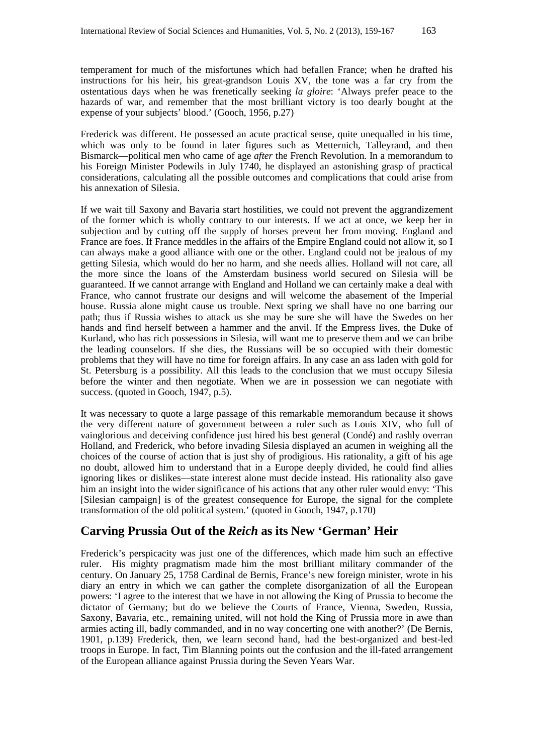temperament for much of the misfortunes which had befallen France; when he drafted his instructions for his heir, his great-grandson Louis XV, the tone was a far cry from the ostentatious days when he was frenetically seeking *la gloire*: 'Always prefer peace to the hazards of war, and remember that the most brilliant victory is too dearly bought at the expense of your subjects' blood.' (Gooch, 1956, p.27)

Frederick was different. He possessed an acute practical sense, quite unequalled in his time, which was only to be found in later figures such as Metternich, Talleyrand, and then Bismarck—political men who came of age *after* the French Revolution. In a memorandum to his Foreign Minister Podewils in July 1740, he displayed an astonishing grasp of practical considerations, calculating all the possible outcomes and complications that could arise from his annexation of Silesia.

If we wait till Saxony and Bavaria start hostilities, we could not prevent the aggrandizement of the former which is wholly contrary to our interests. If we act at once, we keep her in subjection and by cutting off the supply of horses prevent her from moving. England and France are foes. If France meddles in the affairs of the Empire England could not allow it, so I can always make a good alliance with one or the other. England could not be jealous of my getting Silesia, which would do her no harm, and she needs allies. Holland will not care, all the more since the loans of the Amsterdam business world secured on Silesia will be guaranteed. If we cannot arrange with England and Holland we can certainly make a deal with France, who cannot frustrate our designs and will welcome the abasement of the Imperial house. Russia alone might cause us trouble. Next spring we shall have no one barring our path; thus if Russia wishes to attack us she may be sure she will have the Swedes on her hands and find herself between a hammer and the anvil. If the Empress lives, the Duke of Kurland, who has rich possessions in Silesia, will want me to preserve them and we can bribe the leading counselors. If she dies, the Russians will be so occupied with their domestic problems that they will have no time for foreign affairs. In any case an ass laden with gold for St. Petersburg is a possibility. All this leads to the conclusion that we must occupy Silesia before the winter and then negotiate. When we are in possession we can negotiate with success. (quoted in Gooch, 1947, p.5).

It was necessary to quote a large passage of this remarkable memorandum because it shows the very different nature of government between a ruler such as Louis XIV, who full of vainglorious and deceiving confidence just hired his best general (Condé) and rashly overran Holland, and Frederick, who before invading Silesia displayed an acumen in weighing all the choices of the course of action that is just shy of prodigious. His rationality, a gift of his age no doubt, allowed him to understand that in a Europe deeply divided, he could find allies ignoring likes or dislikes—state interest alone must decide instead. His rationality also gave him an insight into the wider significance of his actions that any other ruler would envy: 'This [Silesian campaign] is of the greatest consequence for Europe, the signal for the complete transformation of the old political system.' (quoted in Gooch, 1947, p.170)

## Carving Prussia Out of the *Reich* as its New 'German' Heir

Frederick's perspicacity was just one of the differences, which made him such an effective ruler. His mighty pragmatism made him the most brilliant military commander of the century. On January 25, 1758 Cardinal de Bernis, France's new foreign minister, wrote in his diary an entry in which we can gather the complete disorganization of all the European powers: 'I agree to the interest that we have in not allowing the King of Prussia to become the dictator of Germany; but do we believe the Courts of France, Vienna, Sweden, Russia, Saxony, Bavaria, etc., remaining united, will not hold the King of Prussia more in awe than armies acting ill, badly commanded, and in no way concerting one with another?' (De Bernis, 1901, p.139) Frederick, then, we learn second hand, had the best-organized and best-led troops in Europe. In fact, Tim Blanning points out the confusion and the ill-fated arrangement of the European alliance against Prussia during the Seven Years War.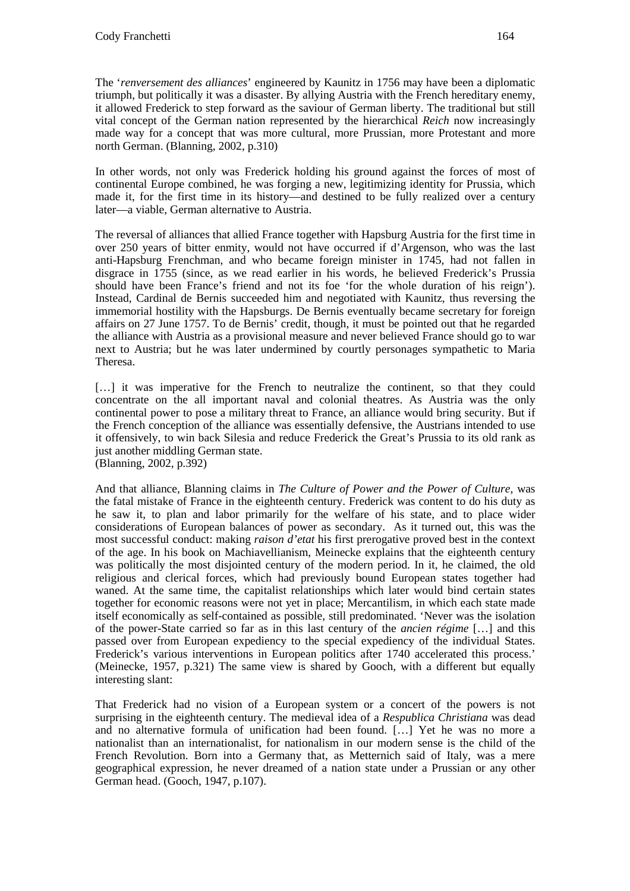The '*renversement des alliances*' engineered by Kaunitz in 1756 may have been a diplomatic triumph, but politically it was a disaster. By allying Austria with the French hereditary enemy, it allowed Frederick to step forward as the saviour of German liberty. The traditional but still vital concept of the German nation represented by the hierarchical *Reich* now increasingly made way for a concept that was more cultural, more Prussian, more Protestant and more north German. (Blanning, 2002, p.310)

In other words, not only was Frederick holding his ground against the forces of most of continental Europe combined, he was forging a new, legitimizing identity for Prussia, which made it, for the first time in its history—and destined to be fully realized over a century later—a viable, German alternative to Austria.

The reversal of alliances that allied France together with Hapsburg Austria for the first time in over 250 years of bitter enmity, would not have occurred if d'Argenson, who was the last anti-Hapsburg Frenchman, and who became foreign minister in 1745, had not fallen in disgrace in 1755 (since, as we read earlier in his words, he believed Frederick's Prussia should have been France's friend and not its foe 'for the whole duration of his reign'). Instead, Cardinal de Bernis succeeded him and negotiated with Kaunitz, thus reversing the immemorial hostility with the Hapsburgs. De Bernis eventually became secretary for foreign affairs on 27 June 1757. To de Bernis' credit, though, it must be pointed out that he regarded the alliance with Austria as a provisional measure and never believed France should go to war next to Austria; but he was later undermined by courtly personages sympathetic to Maria Theresa.

[…] it was imperative for the French to neutralize the continent, so that they could concentrate on the all important naval and colonial theatres. As Austria was the only continental power to pose a military threat to France, an alliance would bring security. But if the French conception of the alliance was essentially defensive, the Austrians intended to use it offensively, to win back Silesia and reduce Frederick the Great's Prussia to its old rank as just another middling German state.
(Blanning, 2002, p.392)

And that alliance, Blanning claims in *The Culture of Power and the Power of Culture,* was the fatal mistake of France in the eighteenth century. Frederick was content to do his duty as he saw it, to plan and labor primarily for the welfare of his state, and to place wider considerations of European balances of power as secondary. As it turned out, this was the most successful conduct: making *raison d'etat* his first prerogative proved best in the context of the age. In his book on Machiavellianism, Meinecke explains that the eighteenth century was politically the most disjointed century of the modern period. In it, he claimed, the old religious and clerical forces, which had previously bound European states together had waned. At the same time, the capitalist relationships which later would bind certain states together for economic reasons were not yet in place; Mercantilism, in which each state made itself economically as self-contained as possible, still predominated. 'Never was the isolation of the power-State carried so far as in this last century of the *ancien régime* […] and this passed over from European expediency to the special expediency of the individual States. Frederick's various interventions in European politics after 1740 accelerated this process.' (Meinecke, 1957, p.321) The same view is shared by Gooch, with a different but equally interesting slant:

That Frederick had no vision of a European system or a concert of the powers is not surprising in the eighteenth century. The medieval idea of a *Respublica Christiana* was dead and no alternative formula of unification had been found. […] Yet he was no more a nationalist than an internationalist, for nationalism in our modern sense is the child of the French Revolution. Born into a Germany that, as Metternich said of Italy, was a mere geographical expression, he never dreamed of a nation state under a Prussian or any other German head. (Gooch, 1947, p.107).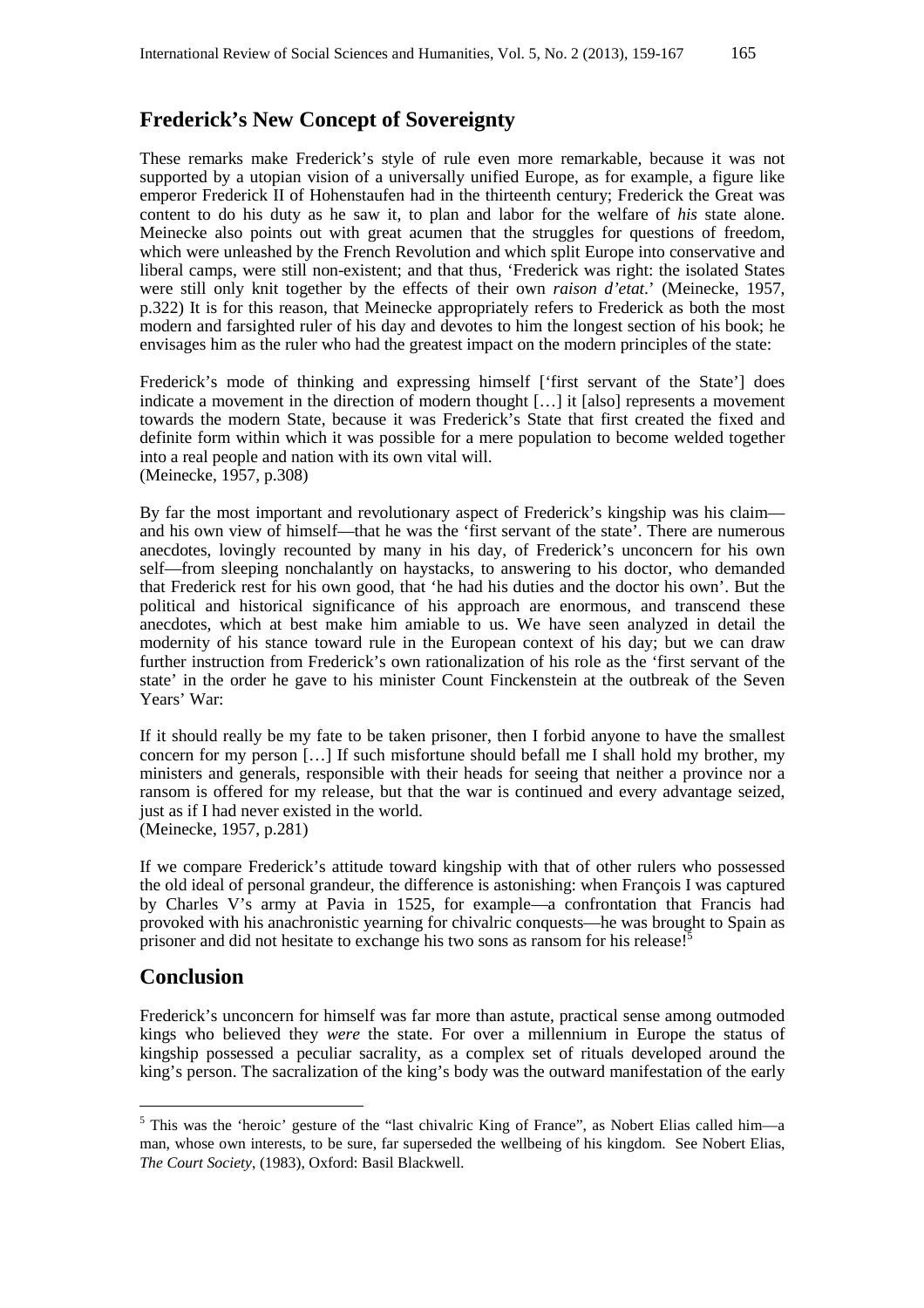## Frederick's New Concept of Sovereignty

These remarks make Frederick's style of rule even more remarkable, because it was not supported by a utopian vision of a universally unified Europe, as for example, a figure like emperor Frederick II of Hohenstaufen had in the thirteenth century; Frederick the Great was content to do his duty as he saw it, to plan and labor for the welfare of *his* state alone. Meinecke also points out with great acumen that the struggles for questions of freedom, which were unleashed by the French Revolution and which split Europe into conservative and liberal camps, were still non-existent; and that thus, 'Frederick was right: the isolated States were still only knit together by the effects of their own *raison d'etat*.' (Meinecke, 1957, p.322) It is for this reason, that Meinecke appropriately refers to Frederick as both the most modern and farsighted ruler of his day and devotes to him the longest section of his book; he envisages him as the ruler who had the greatest impact on the modern principles of the state:

Frederick's mode of thinking and expressing himself ['first servant of the State'] does indicate a movement in the direction of modern thought […] it [also] represents a movement towards the modern State, because it was Frederick's State that first created the fixed and definite form within which it was possible for a mere population to become welded together into a real people and nation with its own vital will.
(Meinecke, 1957, p.308)

By far the most important and revolutionary aspect of Frederick's kingship was his claim—and his own view of himself—that he was the 'first servant of the state'. There are numerous anecdotes, lovingly recounted by many in his day, of Frederick's unconcern for his own self—from sleeping nonchalantly on haystacks, to answering to his doctor, who demanded that Frederick rest for his own good, that 'he had his duties and the doctor his own'. But the political and historical significance of his approach are enormous, and transcend these anecdotes, which at best make him amiable to us. We have seen analyzed in detail the modernity of his stance toward rule in the European context of his day; but we can draw further instruction from Frederick's own rationalization of his role as the 'first servant of the state' in the order he gave to his minister Count Finckenstein at the outbreak of the Seven Years' War:

If it should really be my fate to be taken prisoner, then I forbid anyone to have the smallest concern for my person […] If such misfortune should befall me I shall hold my brother, my ministers and generals, responsible with their heads for seeing that neither a province nor a ransom is offered for my release, but that the war is continued and every advantage seized, just as if I had never existed in the world.
(Meinecke, 1957, p.281)

If we compare Frederick's attitude toward kingship with that of other rulers who possessed the old ideal of personal grandeur, the difference is astonishing: when François I was captured by Charles V's army at Pavia in 1525, for example—a confrontation that Francis had provoked with his anachronistic yearning for chivalric conquests—he was brought to Spain as prisoner and did not hesitate to exchange his two sons as ransom for his release![5]

## Conclusion

Frederick's unconcern for himself was far more than astute, practical sense among outmoded kings who believed they *were* the state. For over a millennium in Europe the status of kingship possessed a peculiar sacrality, as a complex set of rituals developed around the king's person. The sacralization of the king's body was the outward manifestation of the early

---

[5] This was the 'heroic' gesture of the "last chivalric King of France", as Nobert Elias called him—a man, whose own interests, to be sure, far superseded the wellbeing of his kingdom. See Nobert Elias, *The Court Society*, (1983), Oxford: Basil Blackwell.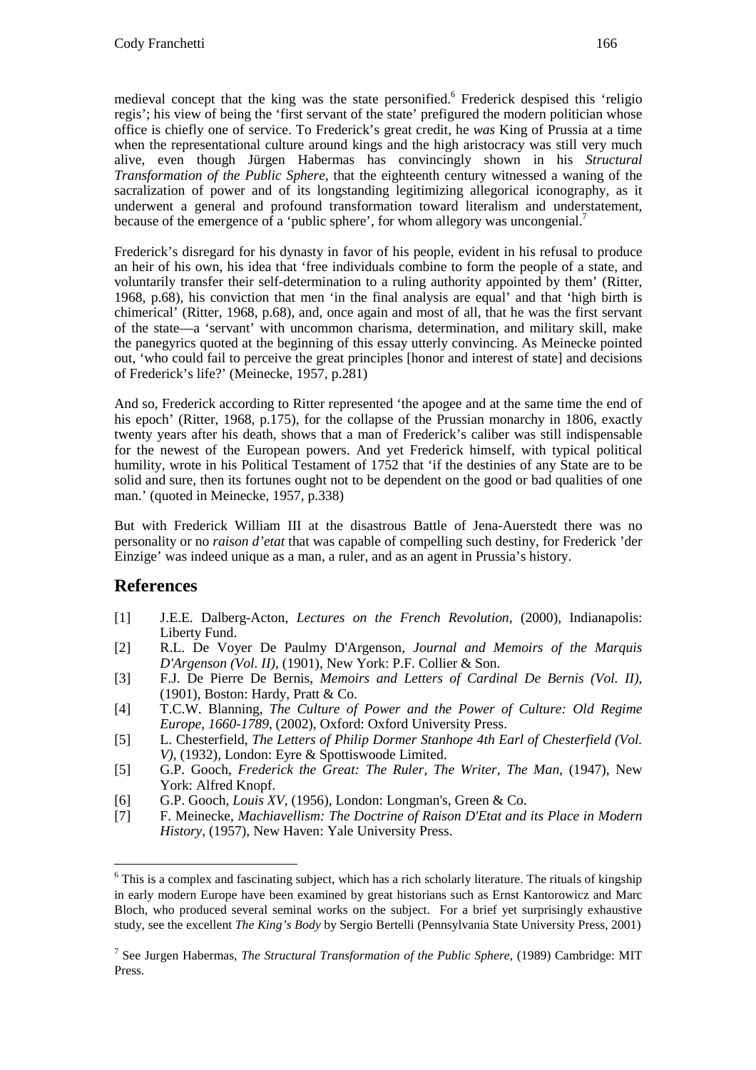medieval concept that the king was the state personified.[6] Frederick despised this 'religio regis'; his view of being the 'first servant of the state' prefigured the modern politician whose office is chiefly one of service. To Frederick's great credit, he *was* King of Prussia at a time when the representational culture around kings and the high aristocracy was still very much alive, even though Jürgen Habermas has convincingly shown in his *Structural Transformation of the Public Sphere*, that the eighteenth century witnessed a waning of the sacralization of power and of its longstanding legitimizing allegorical iconography, as it underwent a general and profound transformation toward literalism and understatement, because of the emergence of a 'public sphere', for whom allegory was uncongenial.[7]

Frederick's disregard for his dynasty in favor of his people, evident in his refusal to produce an heir of his own, his idea that 'free individuals combine to form the people of a state, and voluntarily transfer their self-determination to a ruling authority appointed by them' (Ritter, 1968, p.68), his conviction that men 'in the final analysis are equal' and that 'high birth is chimerical' (Ritter, 1968, p.68), and, once again and most of all, that he was the first servant of the state—a 'servant' with uncommon charisma, determination, and military skill, make the panegyrics quoted at the beginning of this essay utterly convincing. As Meinecke pointed out, 'who could fail to perceive the great principles [honor and interest of state] and decisions of Frederick's life?' (Meinecke, 1957, p.281)

And so, Frederick according to Ritter represented 'the apogee and at the same time the end of his epoch' (Ritter, 1968, p.175), for the collapse of the Prussian monarchy in 1806, exactly twenty years after his death, shows that a man of Frederick's caliber was still indispensable for the newest of the European powers. And yet Frederick himself, with typical political humility, wrote in his Political Testament of 1752 that 'if the destinies of any State are to be solid and sure, then its fortunes ought not to be dependent on the good or bad qualities of one man.' (quoted in Meinecke, 1957, p.338)

But with Frederick William III at the disastrous Battle of Jena-Auerstedt there was no personality or no *raison d'etat* that was capable of compelling such destiny, for Frederick 'der Einzige' was indeed unique as a man, a ruler, and as an agent in Prussia's history.

## References

[1] J.E.E. Dalberg-Acton, *Lectures on the French Revolution*, (2000), Indianapolis: Liberty Fund.

[2] R.L. De Voyer De Paulmy D'Argenson, *Journal and Memoirs of the Marquis D'Argenson (Vol. II)*, (1901), New York: P.F. Collier & Son.

[3] F.J. De Pierre De Bernis, *Memoirs and Letters of Cardinal De Bernis (Vol. II)*, (1901), Boston: Hardy, Pratt & Co.

[4] T.C.W. Blanning, *The Culture of Power and the Power of Culture: Old Regime Europe, 1660-1789*, (2002), Oxford: Oxford University Press.

[5] L. Chesterfield, *The Letters of Philip Dormer Stanhope 4th Earl of Chesterfield (Vol. V)*, (1932), London: Eyre & Spottiswoode Limited.

[5] G.P. Gooch, *Frederick the Great: The Ruler, The Writer, The Man*, (1947), New York: Alfred Knopf.

[6] G.P. Gooch, *Louis XV*, (1956), London: Longman's, Green & Co.

[7] F. Meinecke, *Machiavellism: The Doctrine of Raison D'Etat and its Place in Modern History*, (1957), New Haven: Yale University Press.

---

[6] This is a complex and fascinating subject, which has a rich scholarly literature. The rituals of kingship in early modern Europe have been examined by great historians such as Ernst Kantorowicz and Marc Bloch, who produced several seminal works on the subject. For a brief yet surprisingly exhaustive study, see the excellent *The King's Body* by Sergio Bertelli (Pennsylvania State University Press, 2001)

[7] See Jurgen Habermas, *The Structural Transformation of the Public Sphere*, (1989) Cambridge: MIT Press.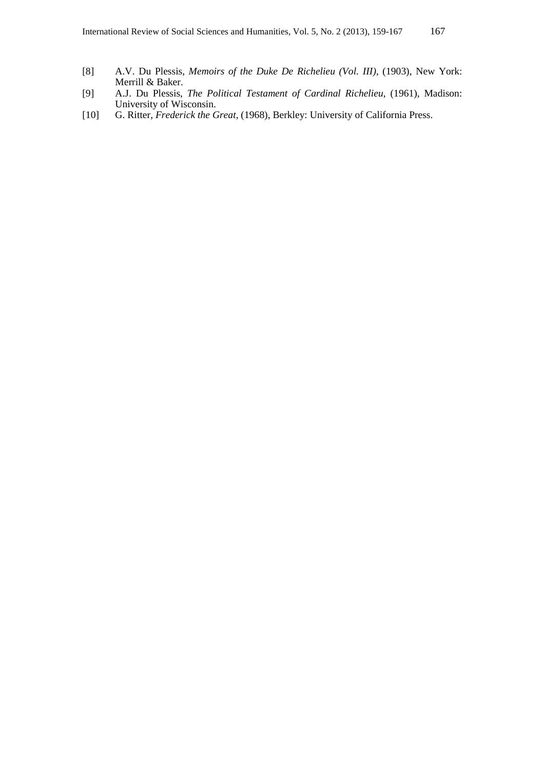[8] A.V. Du Plessis, *Memoirs of the Duke De Richelieu (Vol. III)*, (1903), New York: Merrill & Baker.

[9] A.J. Du Plessis, *The Political Testament of Cardinal Richelieu*, (1961), Madison: University of Wisconsin.

[10] G. Ritter, *Frederick the Great*, (1968), Berkley: University of California Press.